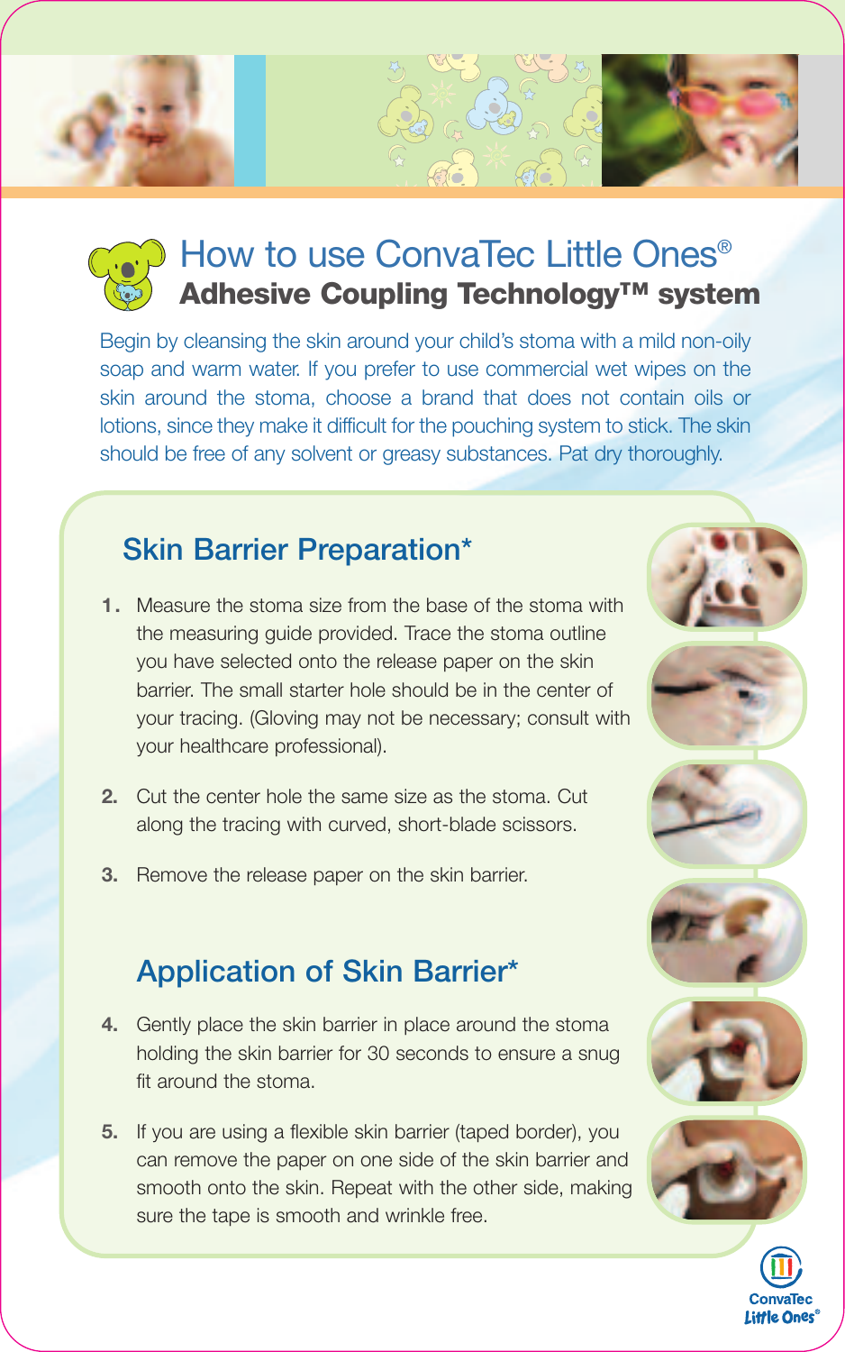# How to use ConvaTec Little Ones®

## Adhesive Coupling Technology™ system

Begin by cleansing the skin around your child's stoma with a mild non-oily soap and warm water. If you prefer to use commercial wet wipes on the skin around the stoma, choose a brand that does not contain oils or lotions, since they make it difficult for the pouching system to stick. The skin should be free of any solvent or greasy substances. Pat dry thoroughly.

### Skin Barrier Preparation*

1. Measure the stoma size from the base of the stoma with the measuring guide provided. Trace the stoma outline you have selected onto the release paper on the skin barrier. The small starter hole should be in the center of your tracing. (Gloving may not be necessary; consult with your healthcare professional).
2. Cut the center hole the same size as the stoma. Cut along the tracing with curved, short-blade scissors.
3. Remove the release paper on the skin barrier.

### Application of Skin Barrier*

4. Gently place the skin barrier in place around the stoma holding the skin barrier for 30 seconds to ensure a snug fit around the stoma.
5. If you are using a flexible skin barrier (taped border), you can remove the paper on one side of the skin barrier and smooth onto the skin. Repeat with the other side, making sure the tape is smooth and wrinkle free.

ConvaTec Little Ones®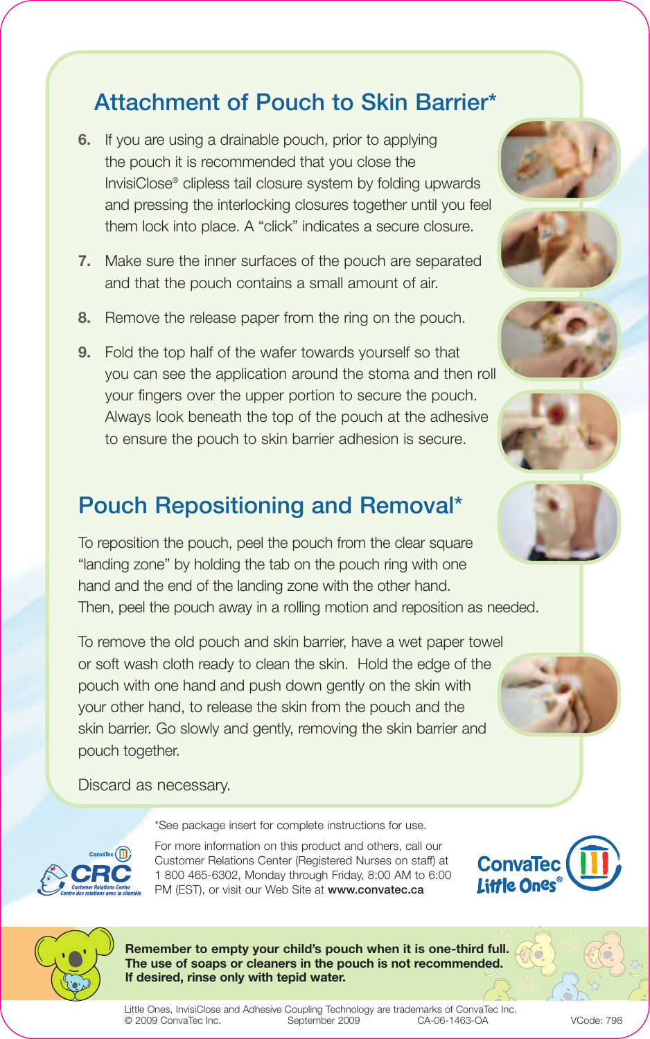## Attachment of Pouch to Skin Barrier*

6. If you are using a drainable pouch, prior to applying the pouch it is recommended that you close the InvisiClose® clipless tail closure system by folding upwards and pressing the interlocking closures together until you feel them lock into place. A "click" indicates a secure closure.
7. Make sure the inner surfaces of the pouch are separated and that the pouch contains a small amount of air.
8. Remove the release paper from the ring on the pouch.
9. Fold the top half of the wafer towards yourself so that you can see the application around the stoma and then roll your fingers over the upper portion to secure the pouch. Always look beneath the top of the pouch at the adhesive to ensure the pouch to skin barrier adhesion is secure.

## Pouch Repositioning and Removal*

To reposition the pouch, peel the pouch from the clear square "landing zone" by holding the tab on the pouch ring with one hand and the end of the landing zone with the other hand. Then, peel the pouch away in a rolling motion and reposition as needed.

To remove the old pouch and skin barrier, have a wet paper towel or soft wash cloth ready to clean the skin. Hold the edge of the pouch with one hand and push down gently on the skin with your other hand, to release the skin from the pouch and the skin barrier. Go slowly and gently, removing the skin barrier and pouch together.

Discard as necessary.

*See package insert for complete instructions for use.

For more information on this product and others, call our Customer Relations Center (Registered Nurses on staff) at 1 800 465-6302, Monday through Friday, 8:00 AM to 6:00 PM (EST), or visit our Web Site at **www.convatec.ca**

ConvaTec CRC Customer Relations Center Centre des relations avec la clientèle

ConvaTec Little Ones®

**Remember to empty your child's pouch when it is one-third full. The use of soaps or cleaners in the pouch is not recommended. If desired, rinse only with tepid water.**

Little Ones, InvisiClose and Adhesive Coupling Technology are trademarks of ConvaTec Inc.
© 2009 ConvaTec Inc. September 2009 CA-06-1463-OA VCode: 798